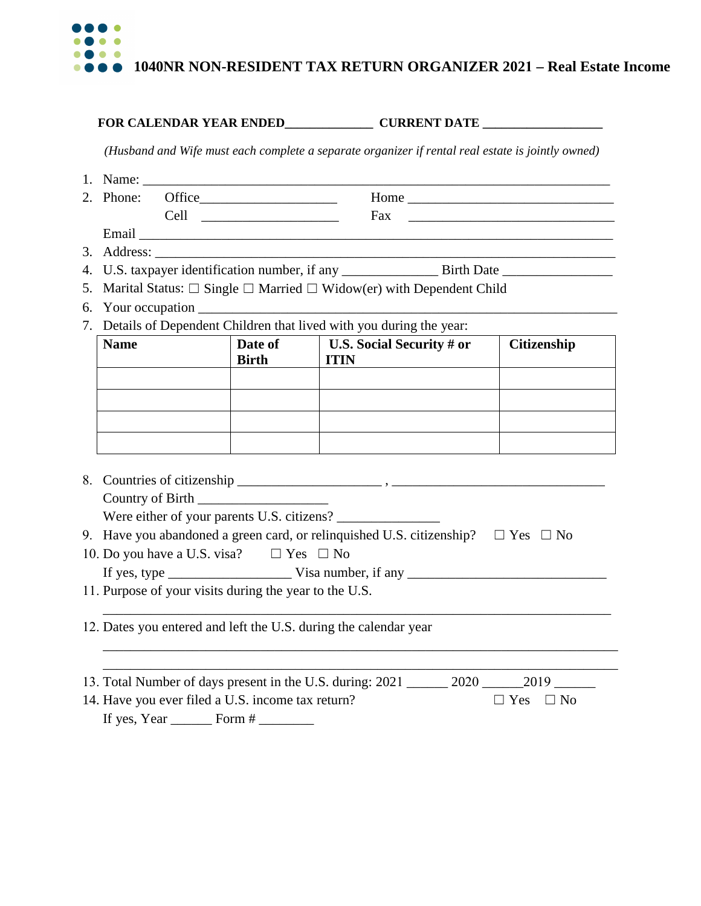# 1040NR NON-RESIDENT TAX RETURN ORGANIZER 2021 – Real Estate Income

**FOR CALENDAR YEAR ENDED_____________ CURRENT DATE _________________**

*(Husband and Wife must each complete a separate organizer if rental real estate is jointly owned)*

1. Name: ___________________________________________________________________
2. Phone: Office___________________ Home ____________________________
   Cell ___________________ Fax ____________________________
   Email ____________________________________________________________________
3. Address: __________________________________________________________________
4. U.S. taxpayer identification number, if any _____________ Birth Date _______________
5. Marital Status: ☐ Single ☐ Married ☐ Widow(er) with Dependent Child
6. Your occupation __________________________________________________________
7. Details of Dependent Children that lived with you during the year:

| Name | Date of Birth | U.S. Social Security # or ITIN | Citizenship |
|---|---|---|---|
| | | | |
| | | | |
| | | | |
| | | | |

8. Countries of citizenship ____________________ , ______________________________
   Country of Birth __________________
   Were either of your parents U.S. citizens? ______________
9. Have you abandoned a green card, or relinquished U.S. citizenship? ☐ Yes ☐ No
10. Do you have a U.S. visa? ☐ Yes ☐ No
    If yes, type _________________ Visa number, if any ___________________________
11. Purpose of your visits during the year to the U.S.
    ________________________________________________________________________
12. Dates you entered and left the U.S. during the calendar year
    ________________________________________________________________________
    ________________________________________________________________________
13. Total Number of days present in the U.S. during: 2021 ______ 2020 ______2019 ______
14. Have you ever filed a U.S. income tax return? ☐ Yes ☐ No
    If yes, Year ______ Form # ________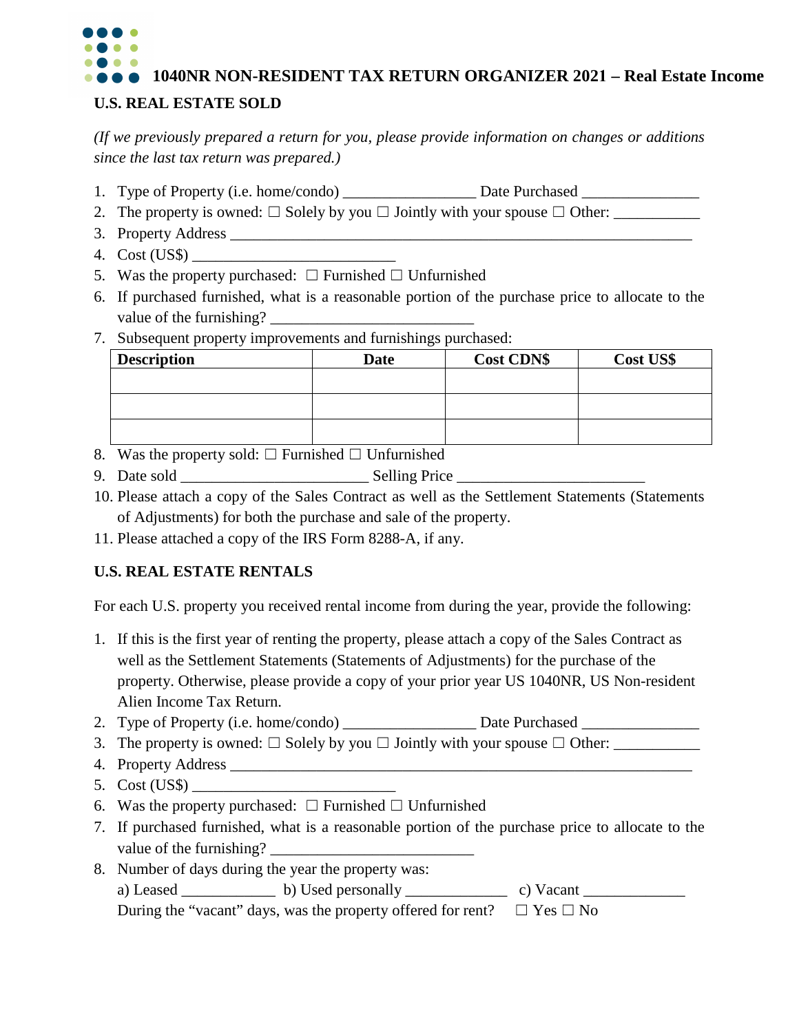# 1040NR NON-RESIDENT TAX RETURN ORGANIZER 2021 – Real Estate Income

## U.S. REAL ESTATE SOLD

*(If we previously prepared a return for you, please provide information on changes or additions since the last tax return was prepared.)*

1. Type of Property (i.e. home/condo) _________________ Date Purchased _______________
2. The property is owned: ☐ Solely by you ☐ Jointly with your spouse ☐ Other: ___________
3. Property Address ____________________________________________________________
4. Cost (US$) __________________________
5. Was the property purchased: ☐ Furnished ☐ Unfurnished
6. If purchased furnished, what is a reasonable portion of the purchase price to allocate to the value of the furnishing? __________________________
7. Subsequent property improvements and furnishings purchased:

| Description | Date | Cost CDN$ | Cost US$ |
|---|---|---|---|
| | | | |
| | | | |
| | | | |

8. Was the property sold: ☐ Furnished ☐ Unfurnished
9. Date sold ________________________ Selling Price ________________________
10. Please attach a copy of the Sales Contract as well as the Settlement Statements (Statements of Adjustments) for both the purchase and sale of the property.
11. Please attached a copy of the IRS Form 8288-A, if any.

## U.S. REAL ESTATE RENTALS

For each U.S. property you received rental income from during the year, provide the following:

1. If this is the first year of renting the property, please attach a copy of the Sales Contract as well as the Settlement Statements (Statements of Adjustments) for the purchase of the property. Otherwise, please provide a copy of your prior year US 1040NR, US Non-resident Alien Income Tax Return.
2. Type of Property (i.e. home/condo) _________________ Date Purchased _______________
3. The property is owned: ☐ Solely by you ☐ Jointly with your spouse ☐ Other: ___________
4. Property Address ____________________________________________________________
5. Cost (US$) __________________________
6. Was the property purchased: ☐ Furnished ☐ Unfurnished
7. If purchased furnished, what is a reasonable portion of the purchase price to allocate to the value of the furnishing? __________________________
8. Number of days during the year the property was:
   a) Leased ____________ b) Used personally _____________ c) Vacant _____________
   During the "vacant" days, was the property offered for rent? ☐ Yes ☐ No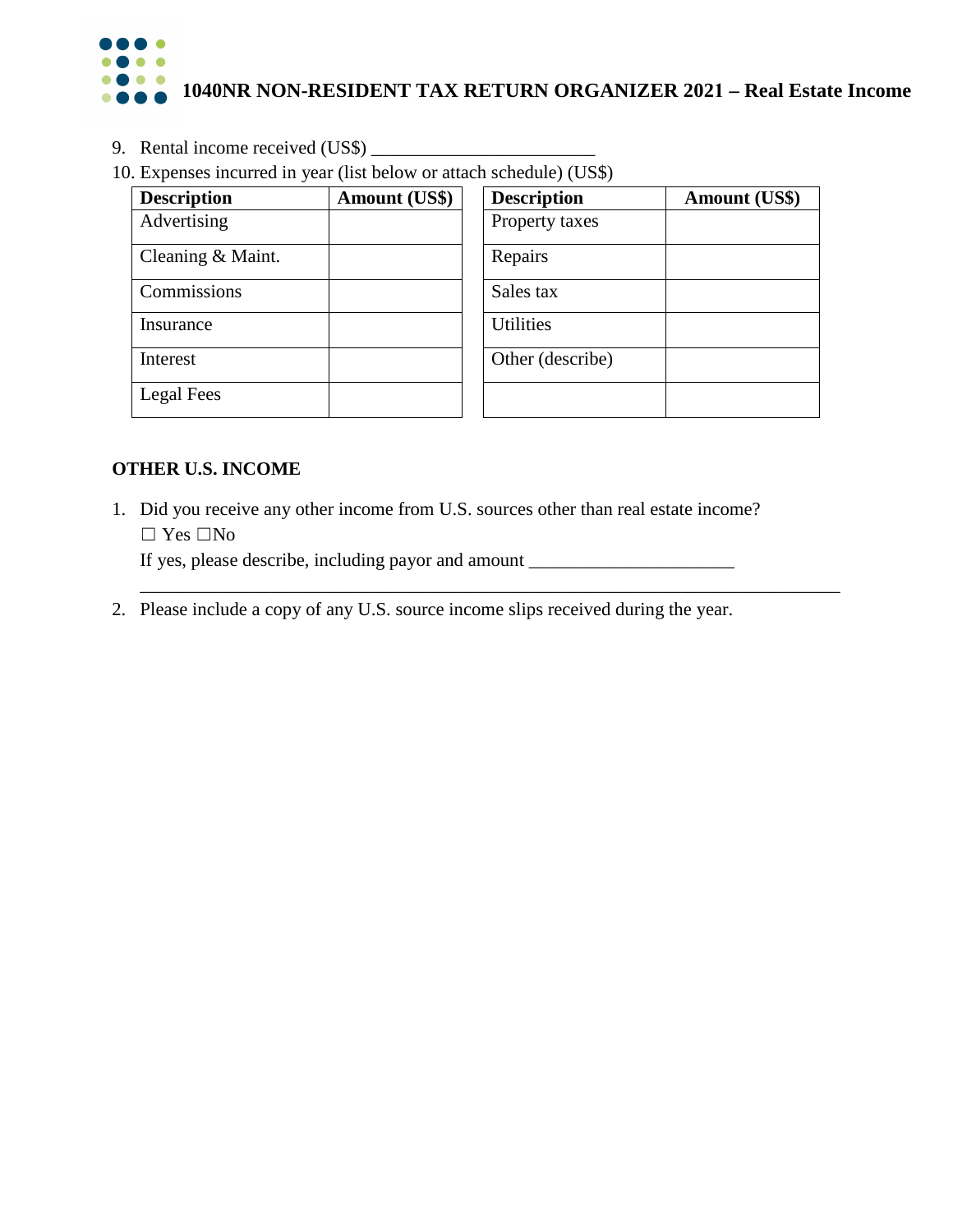# 1040NR NON-RESIDENT TAX RETURN ORGANIZER 2021 – Real Estate Income

9. Rental income received (US$) ________________________

10. Expenses incurred in year (list below or attach schedule) (US$)

| Description | Amount (US$) | Description | Amount (US$) |
|---|---|---|---|
| Advertising | | Property taxes | |
| Cleaning & Maint. | | Repairs | |
| Commissions | | Sales tax | |
| Insurance | | Utilities | |
| Interest | | Other (describe) | |
| Legal Fees | | | |

## OTHER U.S. INCOME

1. Did you receive any other income from U.S. sources other than real estate income?
   ☐ Yes ☐No
   If yes, please describe, including payor and amount ______________________
   ____________________________________________________________________________
2. Please include a copy of any U.S. source income slips received during the year.